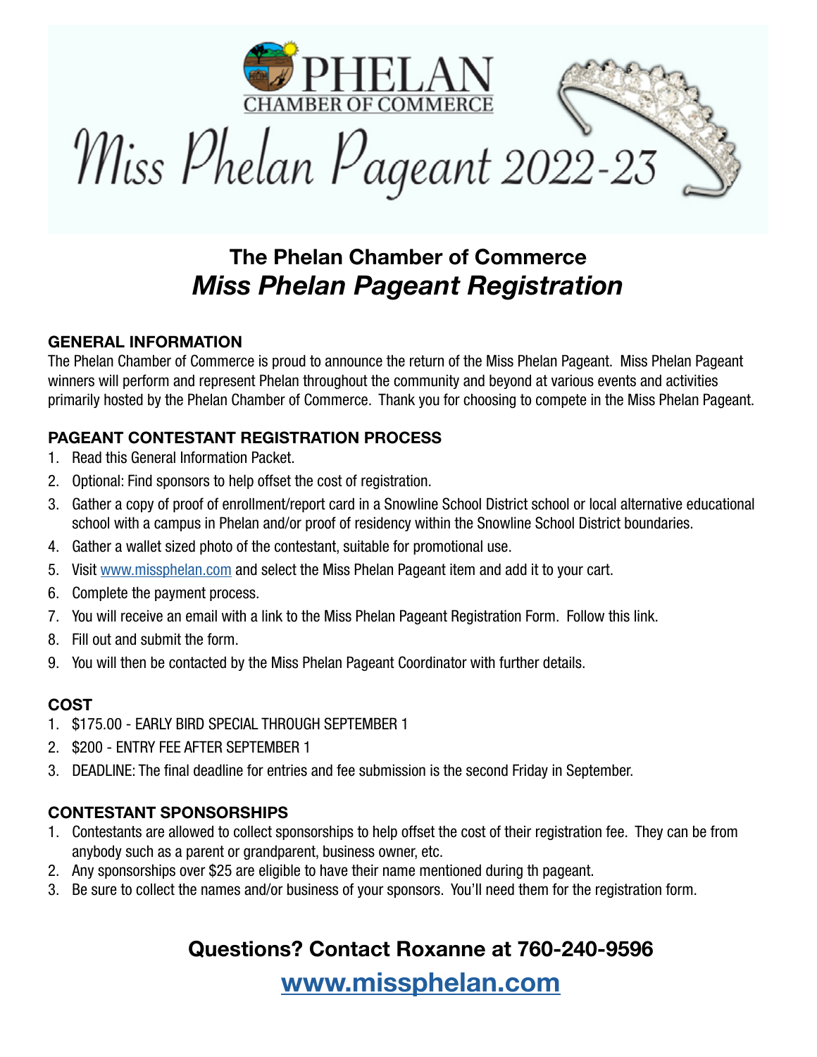PHELAN
CHAMBER OF COMMERCE

# Miss Phelan Pageant 2022-23

## The Phelan Chamber of Commerce
## *Miss Phelan Pageant Registration*

### GENERAL INFORMATION

The Phelan Chamber of Commerce is proud to announce the return of the Miss Phelan Pageant. Miss Phelan Pageant winners will perform and represent Phelan throughout the community and beyond at various events and activities primarily hosted by the Phelan Chamber of Commerce. Thank you for choosing to compete in the Miss Phelan Pageant.

### PAGEANT CONTESTANT REGISTRATION PROCESS

1. Read this General Information Packet.
2. Optional: Find sponsors to help offset the cost of registration.
3. Gather a copy of proof of enrollment/report card in a Snowline School District school or local alternative educational school with a campus in Phelan and/or proof of residency within the Snowline School District boundaries.
4. Gather a wallet sized photo of the contestant, suitable for promotional use.
5. Visit [www.missphelan.com](http://www.missphelan.com) and select the Miss Phelan Pageant item and add it to your cart.
6. Complete the payment process.
7. You will receive an email with a link to the Miss Phelan Pageant Registration Form. Follow this link.
8. Fill out and submit the form.
9. You will then be contacted by the Miss Phelan Pageant Coordinator with further details.

### COST

1. $175.00 - EARLY BIRD SPECIAL THROUGH SEPTEMBER 1
2. $200 - ENTRY FEE AFTER SEPTEMBER 1
3. DEADLINE: The final deadline for entries and fee submission is the second Friday in September.

### CONTESTANT SPONSORSHIPS

1. Contestants are allowed to collect sponsorships to help offset the cost of their registration fee. They can be from anybody such as a parent or grandparent, business owner, etc.
2. Any sponsorships over $25 are eligible to have their name mentioned during th pageant.
3. Be sure to collect the names and/or business of your sponsors. You'll need them for the registration form.

## Questions? Contact Roxanne at 760-240-9596

## [www.missphelan.com](http://www.missphelan.com)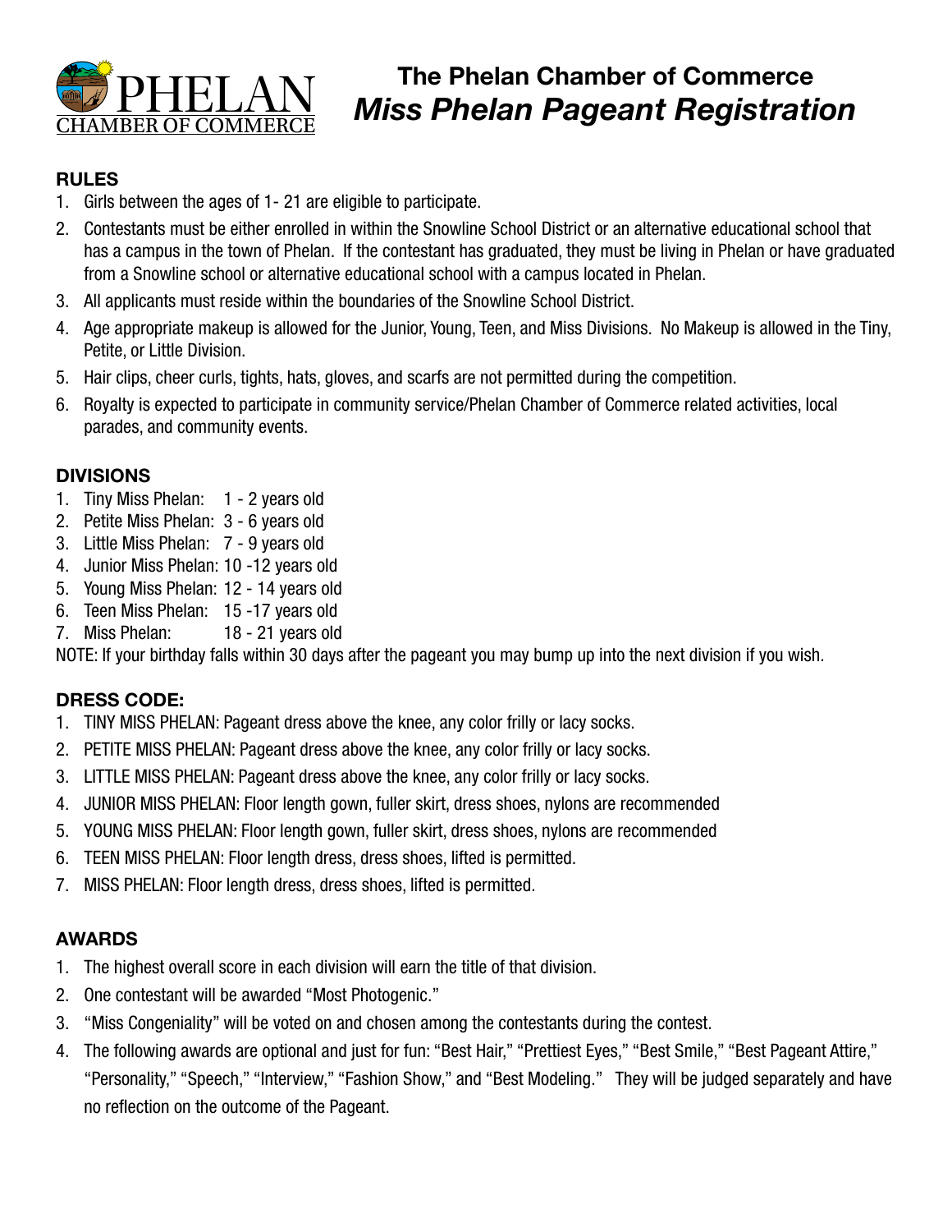# The Phelan Chamber of Commerce

## *Miss Phelan Pageant Registration*

### RULES

1. Girls between the ages of 1- 21 are eligible to participate.
2. Contestants must be either enrolled in within the Snowline School District or an alternative educational school that has a campus in the town of Phelan. If the contestant has graduated, they must be living in Phelan or have graduated from a Snowline school or alternative educational school with a campus located in Phelan.
3. All applicants must reside within the boundaries of the Snowline School District.
4. Age appropriate makeup is allowed for the Junior, Young, Teen, and Miss Divisions. No Makeup is allowed in the Tiny, Petite, or Little Division.
5. Hair clips, cheer curls, tights, hats, gloves, and scarfs are not permitted during the competition.
6. Royalty is expected to participate in community service/Phelan Chamber of Commerce related activities, local parades, and community events.

### DIVISIONS

1. Tiny Miss Phelan: 1 - 2 years old
2. Petite Miss Phelan: 3 - 6 years old
3. Little Miss Phelan: 7 - 9 years old
4. Junior Miss Phelan: 10 -12 years old
5. Young Miss Phelan: 12 - 14 years old
6. Teen Miss Phelan: 15 -17 years old
7. Miss Phelan: 18 - 21 years old

NOTE: If your birthday falls within 30 days after the pageant you may bump up into the next division if you wish.

### DRESS CODE:

1. TINY MISS PHELAN: Pageant dress above the knee, any color frilly or lacy socks.
2. PETITE MISS PHELAN: Pageant dress above the knee, any color frilly or lacy socks.
3. LITTLE MISS PHELAN: Pageant dress above the knee, any color frilly or lacy socks.
4. JUNIOR MISS PHELAN: Floor length gown, fuller skirt, dress shoes, nylons are recommended
5. YOUNG MISS PHELAN: Floor length gown, fuller skirt, dress shoes, nylons are recommended
6. TEEN MISS PHELAN: Floor length dress, dress shoes, lifted is permitted.
7. MISS PHELAN: Floor length dress, dress shoes, lifted is permitted.

### AWARDS

1. The highest overall score in each division will earn the title of that division.
2. One contestant will be awarded "Most Photogenic."
3. "Miss Congeniality" will be voted on and chosen among the contestants during the contest.
4. The following awards are optional and just for fun: "Best Hair," "Prettiest Eyes," "Best Smile," "Best Pageant Attire," "Personality," "Speech," "Interview," "Fashion Show," and "Best Modeling." They will be judged separately and have no reflection on the outcome of the Pageant.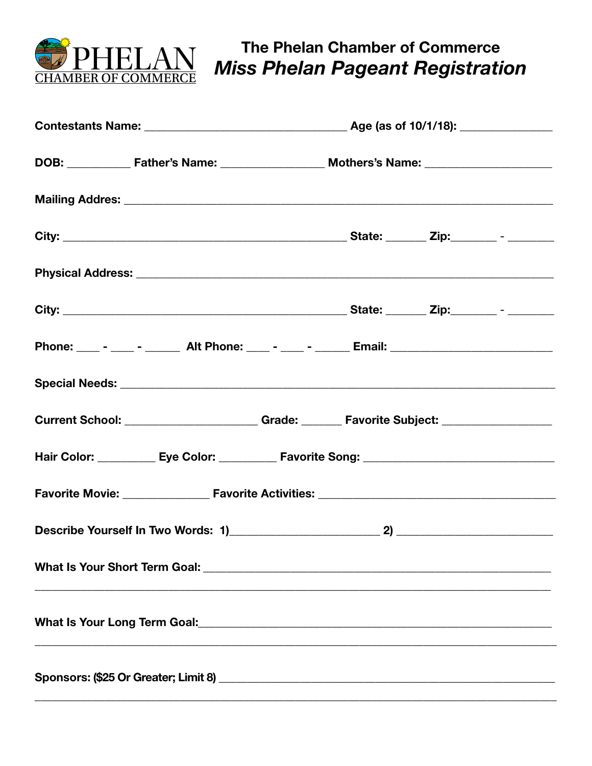PHELAN CHAMBER OF COMMERCE

# The Phelan Chamber of Commerce
## *Miss Phelan Pageant Registration*

**Contestants Name:** ________________________________ **Age (as of 10/1/18):** _______________

**DOB:** __________ **Father's Name:** ________________ **Mothers's Name:** ____________________

**Mailing Addres:** ____________________________________________________________________

**City:** _____________________________________________ **State:** ______ **Zip:**_______ - _______

**Physical Address:** __________________________________________________________________

**City:** _____________________________________________ **State:** ______ **Zip:**_______ - _______

**Phone:** ___ - ___ - _____ **Alt Phone:** ___ - ___ - _____ **Email:** _________________________

**Special Needs:** _____________________________________________________________________

**Current School:** _____________________ **Grade:** ______ **Favorite Subject:** _________________

**Hair Color:** _________ **Eye Color:** _________ **Favorite Song:** ______________________________

**Favorite Movie:** _____________ **Favorite Activities:** _____________________________________

**Describe Yourself In Two Words: 1)**________________________ **2)** _________________________

**What Is Your Short Term Goal:** ______________________________________________________
_________________________________________________________________________________

**What Is Your Long Term Goal:**_______________________________________________________
_________________________________________________________________________________

**Sponsors: ($25 Or Greater; Limit 8)** __________________________________________________
_________________________________________________________________________________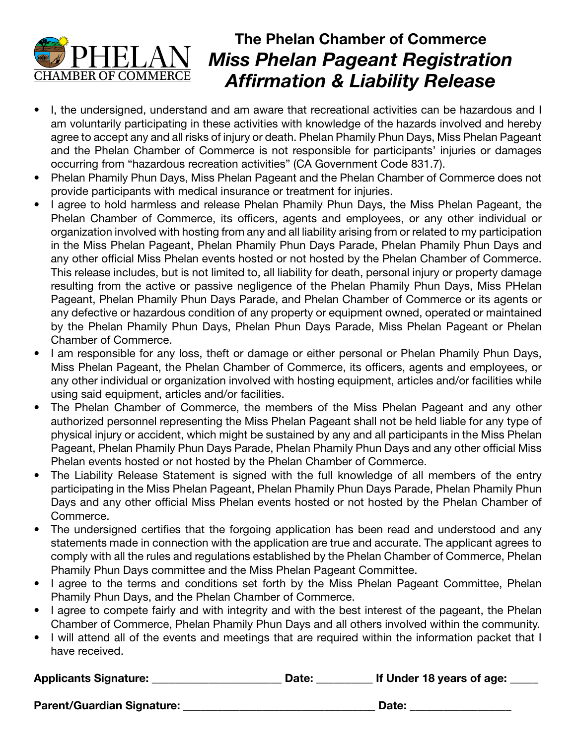PHELAN
CHAMBER OF COMMERCE

# The Phelan Chamber of Commerce
## *Miss Phelan Pageant Registration Affirmation & Liability Release*

- I, the undersigned, understand and am aware that recreational activities can be hazardous and I am voluntarily participating in these activities with knowledge of the hazards involved and hereby agree to accept any and all risks of injury or death. Phelan Phamily Phun Days, Miss Phelan Pageant and the Phelan Chamber of Commerce is not responsible for participants' injuries or damages occurring from "hazardous recreation activities" (CA Government Code 831.7).
- Phelan Phamily Phun Days, Miss Phelan Pageant and the Phelan Chamber of Commerce does not provide participants with medical insurance or treatment for injuries.
- I agree to hold harmless and release Phelan Phamily Phun Days, the Miss Phelan Pageant, the Phelan Chamber of Commerce, its officers, agents and employees, or any other individual or organization involved with hosting from any and all liability arising from or related to my participation in the Miss Phelan Pageant, Phelan Phamily Phun Days Parade, Phelan Phamily Phun Days and any other official Miss Phelan events hosted or not hosted by the Phelan Chamber of Commerce. This release includes, but is not limited to, all liability for death, personal injury or property damage resulting from the active or passive negligence of the Phelan Phamily Phun Days, Miss PHelan Pageant, Phelan Phamily Phun Days Parade, and Phelan Chamber of Commerce or its agents or any defective or hazardous condition of any property or equipment owned, operated or maintained by the Phelan Phamily Phun Days, Phelan Phun Days Parade, Miss Phelan Pageant or Phelan Chamber of Commerce.
- I am responsible for any loss, theft or damage or either personal or Phelan Phamily Phun Days, Miss Phelan Pageant, the Phelan Chamber of Commerce, its officers, agents and employees, or any other individual or organization involved with hosting equipment, articles and/or facilities while using said equipment, articles and/or facilities.
- The Phelan Chamber of Commerce, the members of the Miss Phelan Pageant and any other authorized personnel representing the Miss Phelan Pageant shall not be held liable for any type of physical injury or accident, which might be sustained by any and all participants in the Miss Phelan Pageant, Phelan Phamily Phun Days Parade, Phelan Phamily Phun Days and any other official Miss Phelan events hosted or not hosted by the Phelan Chamber of Commerce.
- The Liability Release Statement is signed with the full knowledge of all members of the entry participating in the Miss Phelan Pageant, Phelan Phamily Phun Days Parade, Phelan Phamily Phun Days and any other official Miss Phelan events hosted or not hosted by the Phelan Chamber of Commerce.
- The undersigned certifies that the forgoing application has been read and understood and any statements made in connection with the application are true and accurate. The applicant agrees to comply with all the rules and regulations established by the Phelan Chamber of Commerce, Phelan Phamily Phun Days committee and the Miss Phelan Pageant Committee.
- I agree to the terms and conditions set forth by the Miss Phelan Pageant Committee, Phelan Phamily Phun Days, and the Phelan Chamber of Commerce.
- I agree to compete fairly and with integrity and with the best interest of the pageant, the Phelan Chamber of Commerce, Phelan Phamily Phun Days and all others involved within the community.
- I will attend all of the events and meetings that are required within the information packet that I have received.

**Applicants Signature:** ______________________ **Date:** _________ **If Under 18 years of age:** _____

**Parent/Guardian Signature:** _________________________________ **Date:** _________________